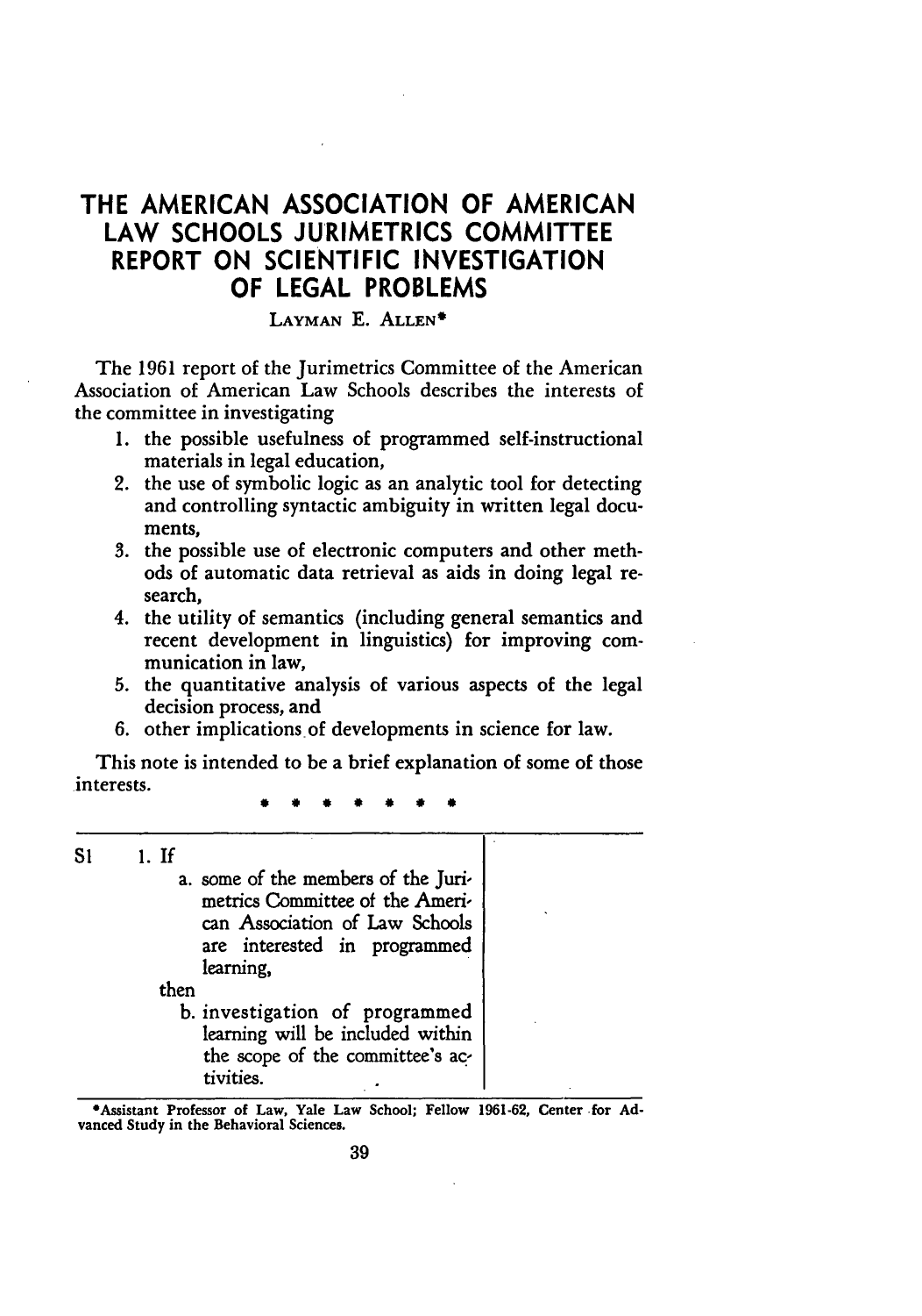# THE AMERICAN ASSOCIATION OF AMERICAN LAW SCHOOLS JURIMETRICS COMMITTEE REPORT ON SCIENTIFIC INVESTIGATION OF LEGAL PROBLEMS

LAYMAN E. ALLEN*

The 1961 report of the Jurimetrics Committee of the American Association of American Law Schools describes the interests of the committee in investigating

1. the possible usefulness of programmed self-instructional materials in legal education,
2. the use of symbolic logic as an analytic tool for detecting and controlling syntactic ambiguity in written legal documents,
3. the possible use of electronic computers and other methods of automatic data retrieval as aids in doing legal research,
4. the utility of semantics (including general semantics and recent development in linguistics) for improving communication in law,
5. the quantitative analysis of various aspects of the legal decision process, and
6. other implications of developments in science for law.

This note is intended to be a brief explanation of some of those interests.

\* \* \* \* \* \* \*

| | | |
|---|---|---|
| S1 | 1. If<br>a. some of the members of the Jurimetrics Committee of the American Association of Law Schools are interested in programmed learning,<br>then<br>b. investigation of programmed learning will be included within the scope of the committee's activities. | |

*Assistant Professor of Law, Yale Law School; Fellow 1961-62, Center for Advanced Study in the Behavioral Sciences.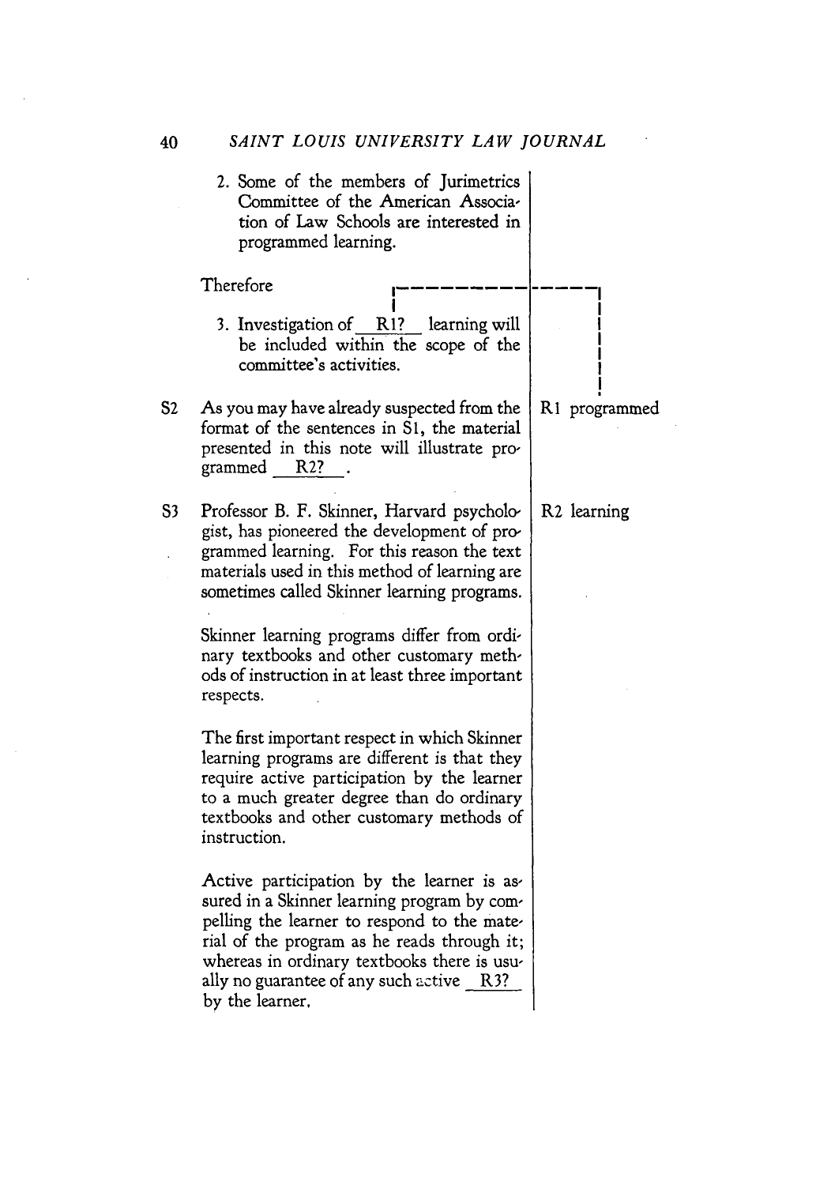2. Some of the members of Jurimetrics Committee of the American Association of Law Schools are interested in programmed learning.

Therefore

3. Investigation of \_\_R1?\_\_ learning will be included within the scope of the committee's activities.

| | | |
|---|---|---|
| S2 | As you may have already suspected from the format of the sentences in S1, the material presented in this note will illustrate programmed \_\_R2?\_\_. | R1 programmed |
| S3 | Professor B. F. Skinner, Harvard psychologist, has pioneered the development of programmed learning. For this reason the text materials used in this method of learning are sometimes called Skinner learning programs.<br><br>Skinner learning programs differ from ordinary textbooks and other customary methods of instruction in at least three important respects.<br><br>The first important respect in which Skinner learning programs are different is that they require active participation by the learner to a much greater degree than do ordinary textbooks and other customary methods of instruction.<br><br>Active participation by the learner is assured in a Skinner learning program by compelling the learner to respond to the material of the program as he reads through it; whereas in ordinary textbooks there is usually no guarantee of any such active \_\_R3?\_\_ by the learner. | R2 learning |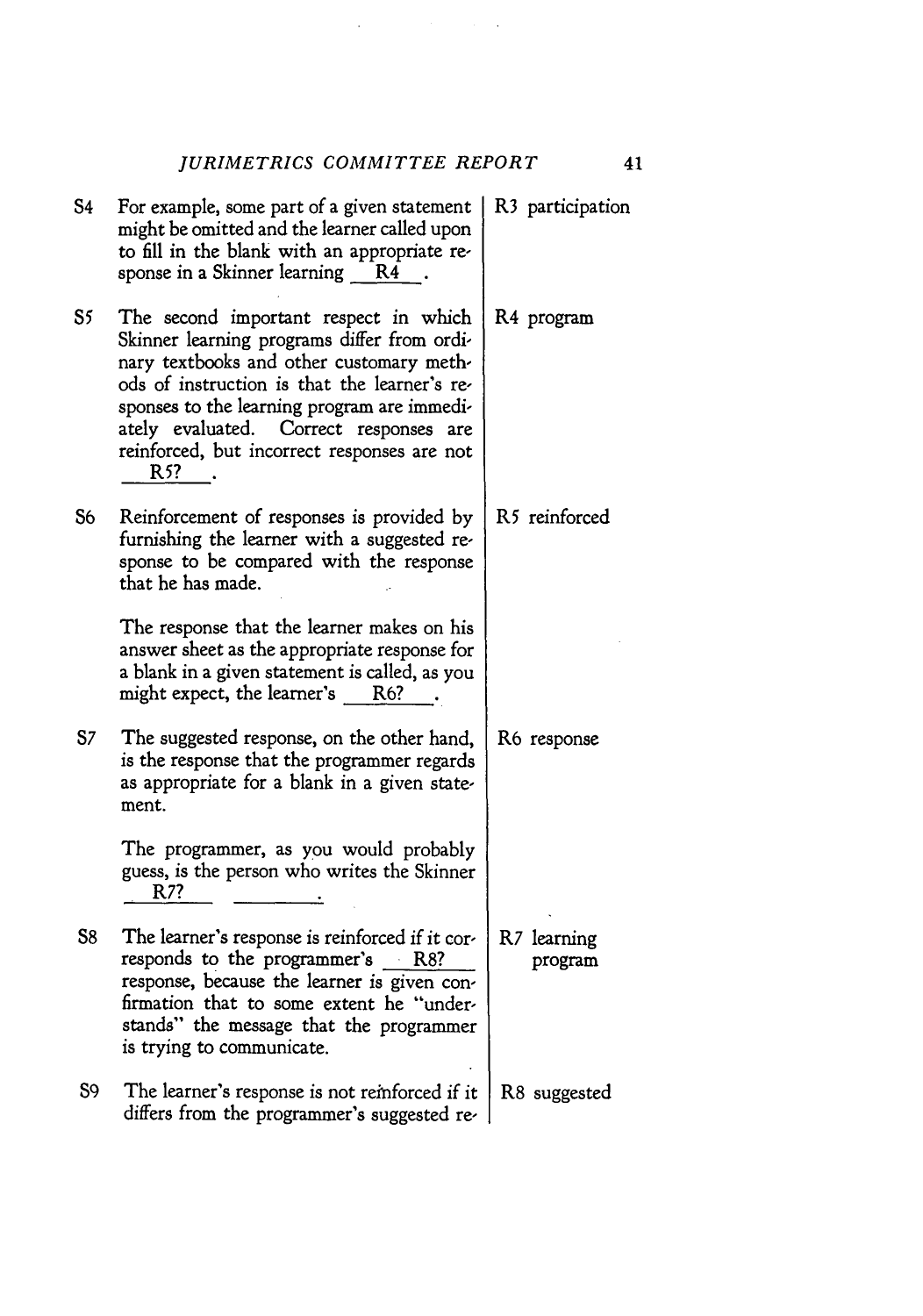| | | |
|---|---|---|
| S4 | For example, some part of a given statement might be omitted and the learner called upon to fill in the blank with an appropriate response in a Skinner learning ___R4___. | R3 participation |
| S5 | The second important respect in which Skinner learning programs differ from ordinary textbooks and other customary methods of instruction is that the learner's responses to the learning program are immediately evaluated. Correct responses are reinforced, but incorrect responses are not ___R5?___. | R4 program |
| S6 | Reinforcement of responses is provided by furnishing the learner with a suggested response to be compared with the response that he has made. <br><br> The response that the learner makes on his answer sheet as the appropriate response for a blank in a given statement is called, as you might expect, the learner's ___R6?___. | R5 reinforced |
| S7 | The suggested response, on the other hand, is the response that the programmer regards as appropriate for a blank in a given statement. <br><br> The programmer, as you would probably guess, is the person who writes the Skinner ___R7?___ ________. | R6 response |
| S8 | The learner's response is reinforced if it corresponds to the programmer's ___R8?___ response, because the learner is given confirmation that to some extent he "understands" the message that the programmer is trying to communicate. | R7 learning program |
| S9 | The learner's response is not reinforced if it differs from the programmer's suggested re- | R8 suggested |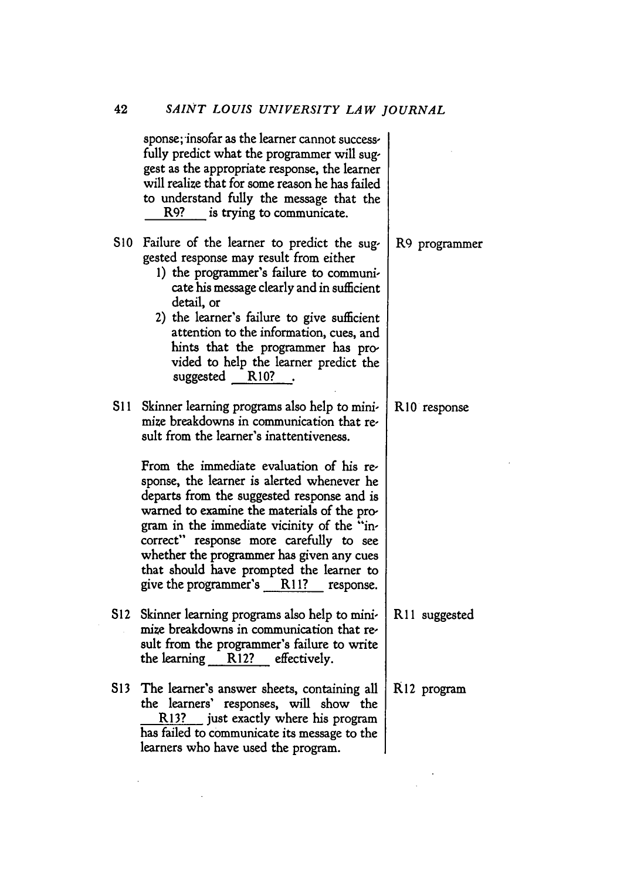| | |
|---|---|
| sponse; insofar as the learner cannot successfully predict what the programmer will suggest as the appropriate response, the learner will realize that for some reason he has failed to understand fully the message that the \_\_R9?\_\_ is trying to communicate. | |
| S10 Failure of the learner to predict the suggested response may result from either<br>1) the programmer's failure to communicate his message clearly and in sufficient detail, or<br>2) the learner's failure to give sufficient attention to the information, cues, and hints that the programmer has provided to help the learner predict the suggested \_\_R10?\_\_. | R9 programmer |
| S11 Skinner learning programs also help to minimize breakdowns in communication that result from the learner's inattentiveness.<br><br>From the immediate evaluation of his response, the learner is alerted whenever he departs from the suggested response and is warned to examine the materials of the program in the immediate vicinity of the "incorrect" response more carefully to see whether the programmer has given any cues that should have prompted the learner to give the programmer's \_\_R11?\_\_ response. | R10 response |
| S12 Skinner learning programs also help to minimize breakdowns in communication that result from the programmer's failure to write the learning \_\_R12?\_\_ effectively. | R11 suggested |
| S13 The learner's answer sheets, containing all the learners' responses, will show the \_\_R13?\_\_ just exactly where his program has failed to communicate its message to the learners who have used the program. | R12 program |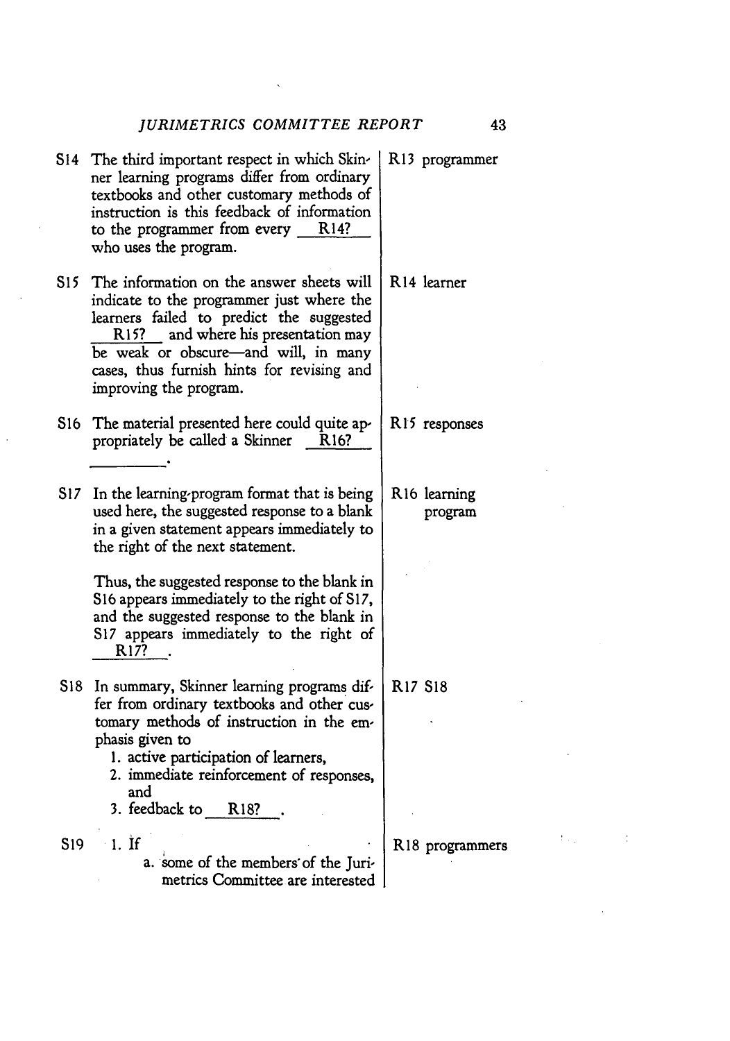| | |
|---|---|
| S14 The third important respect in which Skinner learning programs differ from ordinary textbooks and other customary methods of instruction is this feedback of information to the programmer from every ___R14?___ who uses the program. | R13 programmer |
| S15 The information on the answer sheets will indicate to the programmer just where the learners failed to predict the suggested ___R15?___ and where his presentation may be weak or obscure—and will, in many cases, thus furnish hints for revising and improving the program. | R14 learner |
| S16 The material presented here could quite appropriately be called a Skinner ___R16?___ ___________. | R15 responses |
| S17 In the learning-program format that is being used here, the suggested response to a blank in a given statement appears immediately to the right of the next statement.<br><br>Thus, the suggested response to the blank in S16 appears immediately to the right of S17, and the suggested response to the blank in S17 appears immediately to the right of ___R17?___. | R16 learning program |
| S18 In summary, Skinner learning programs differ from ordinary textbooks and other customary methods of instruction in the emphasis given to<br>1. active participation of learners,<br>2. immediate reinforcement of responses, and<br>3. feedback to ___R18?___. | R17 S18 |
| S19 1. If<br>a. some of the members of the Jurimetrics Committee are interested | R18 programmers |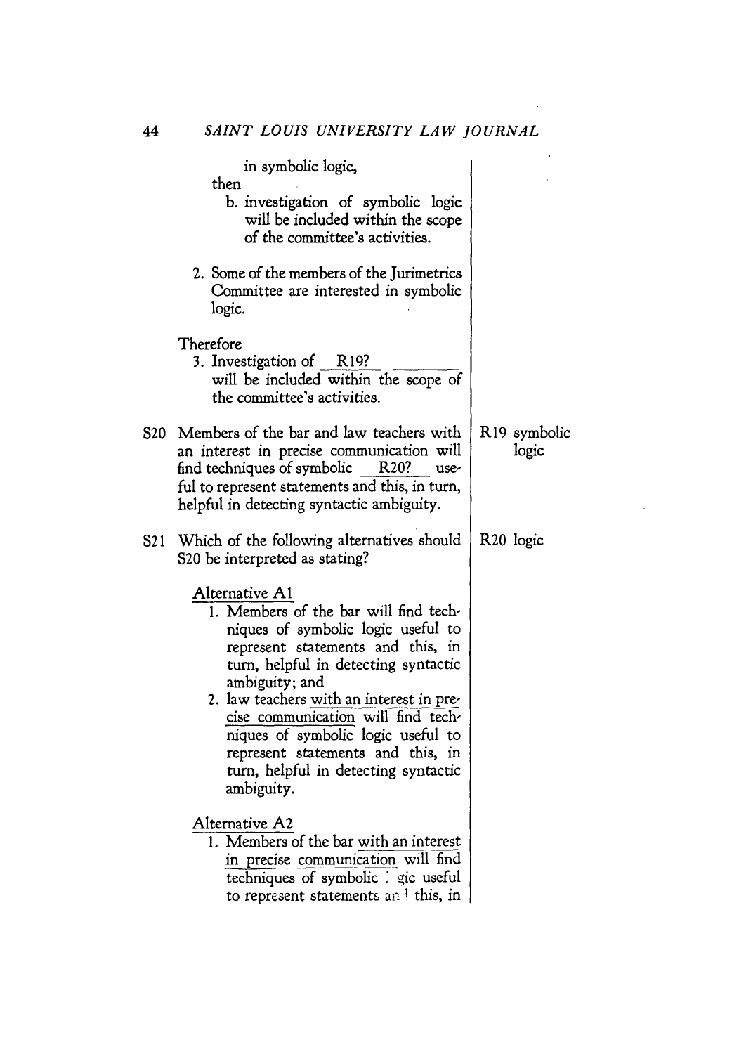in symbolic logic,

then

b. investigation of symbolic logic will be included within the scope of the committee's activities.

2. Some of the members of the Jurimetrics Committee are interested in symbolic logic.

Therefore

3. Investigation of ___R19?___ will be included within the scope of the committee's activities.

| | | |
|---|---|---|
| S20 | Members of the bar and law teachers with an interest in precise communication will find techniques of symbolic ___R20?___ useful to represent statements and this, in turn, helpful in detecting syntactic ambiguity. | R19 symbolic logic |
| S21 | Which of the following alternatives should S20 be interpreted as stating? | R20 logic |

Alternative A1

1. Members of the bar will find techniques of symbolic logic useful to represent statements and this, in turn, helpful in detecting syntactic ambiguity; and
2. law teachers <u>with an interest in precise communication</u> will find techniques of symbolic logic useful to represent statements and this, in turn, helpful in detecting syntactic ambiguity.

Alternative A2

1. Members of the bar <u>with an interest in precise communication</u> will find techniques of symbolic logic useful to represent statements and this, in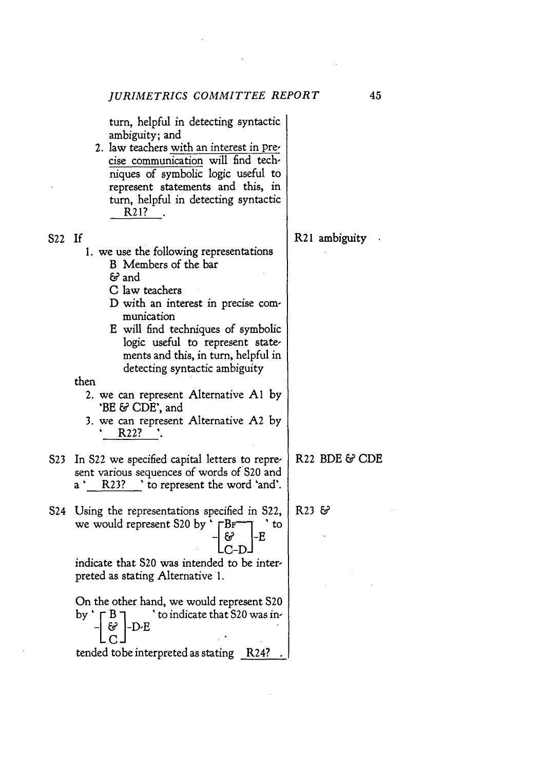turn, helpful in detecting syntactic ambiguity; and

2. law teachers with an interest in precise communication will find techniques of symbolic logic useful to represent statements and this, in turn, helpful in detecting syntactic \_\_R21?\_\_.

| | |
|---|---|
| S22 If<br>1. we use the following representations<br>B Members of the bar<br>& and<br>C law teachers<br>D with an interest in precise communication<br>E will find techniques of symbolic logic useful to represent statements and this, in turn, helpful in detecting syntactic ambiguity<br>then<br>2. we can represent Alternative A1 by 'BE & CDE', and<br>3. we can represent Alternative A2 by '\_\_R22?\_\_'. | R21 ambiguity |
| S23 In S22 we specified capital letters to represent various sequences of words of S20 and a '\_\_R23?\_\_' to represent the word 'and'. | R22 BDE & CDE |
| S24 Using the representations specified in S22, we would represent S20 by '–[ B–E & C–D ]–' i.e. the bracketed group with B and C–D joined by &, followed by –E, to indicate that S20 was intended to be interpreted as stating Alternative 1.<br><br>On the other hand, we would represent S20 by '–[ B & C ]–D–E' to indicate that S20 was intended to be interpreted as stating \_\_R24?\_\_. | R23 & |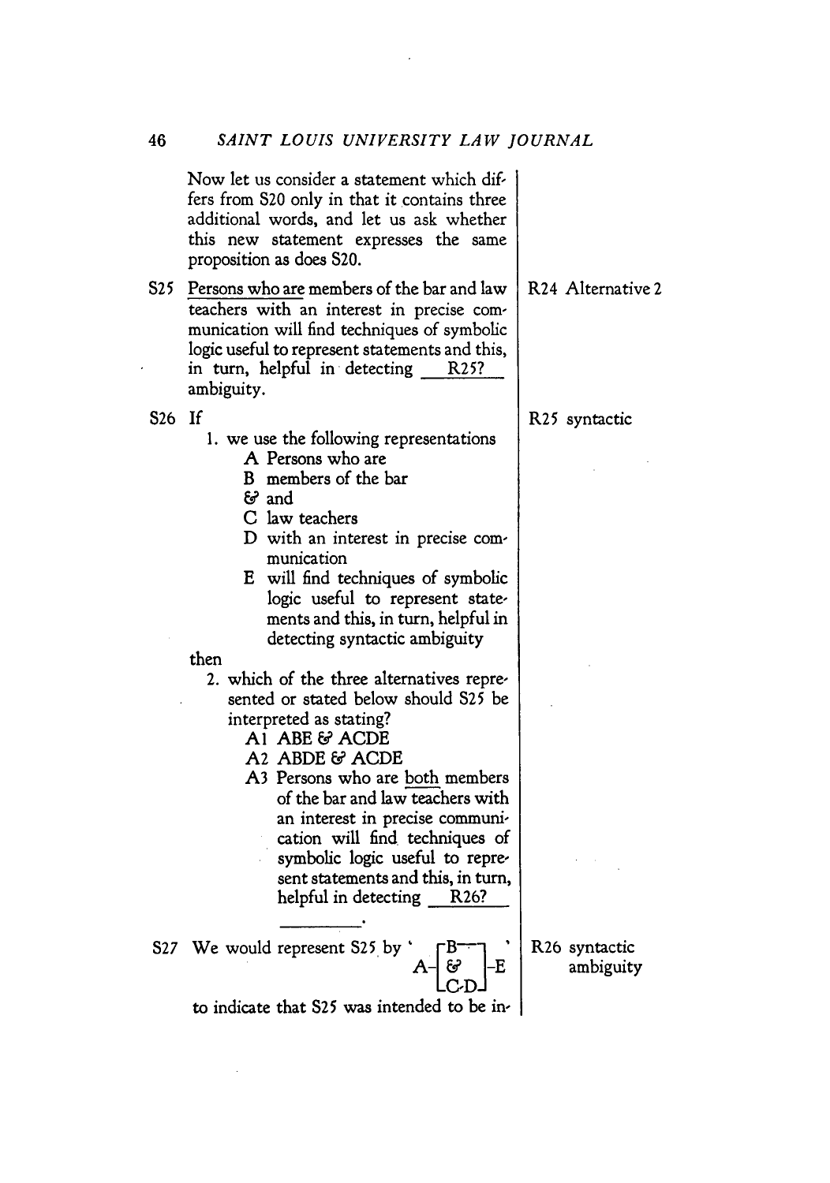Now let us consider a statement which differs from S20 only in that it contains three additional words, and let us ask whether this new statement expresses the same proposition as does S20.

S25 <u>Persons who are</u> members of the bar and law teachers with an interest in precise communication will find techniques of symbolic logic useful to represent statements and this, in turn, helpful in detecting ___R25?___ ambiguity.

R24 Alternative 2

S26 If

1. we use the following representations
   - A Persons who are
   - B members of the bar
   - & and
   - C law teachers
   - D with an interest in precise communication
   - E will find techniques of symbolic logic useful to represent statements and this, in turn, helpful in detecting syntactic ambiguity

then

2. which of the three alternatives represented or stated below should S25 be interpreted as stating?
   - A1 ABE & ACDE
   - A2 ABDE & ACDE
   - A3 Persons who are <u>both</u> members of the bar and law teachers with an interest in precise communication will find techniques of symbolic logic useful to represent statements and this, in turn, helpful in detecting ___R26?___ ___________.

R25 syntactic

S27 We would represent S25 by '
```
  ┌B──┐
A─┤ & ├─E
  └C-D┘
```
' to indicate that S25 was intended to be in-

R26 syntactic ambiguity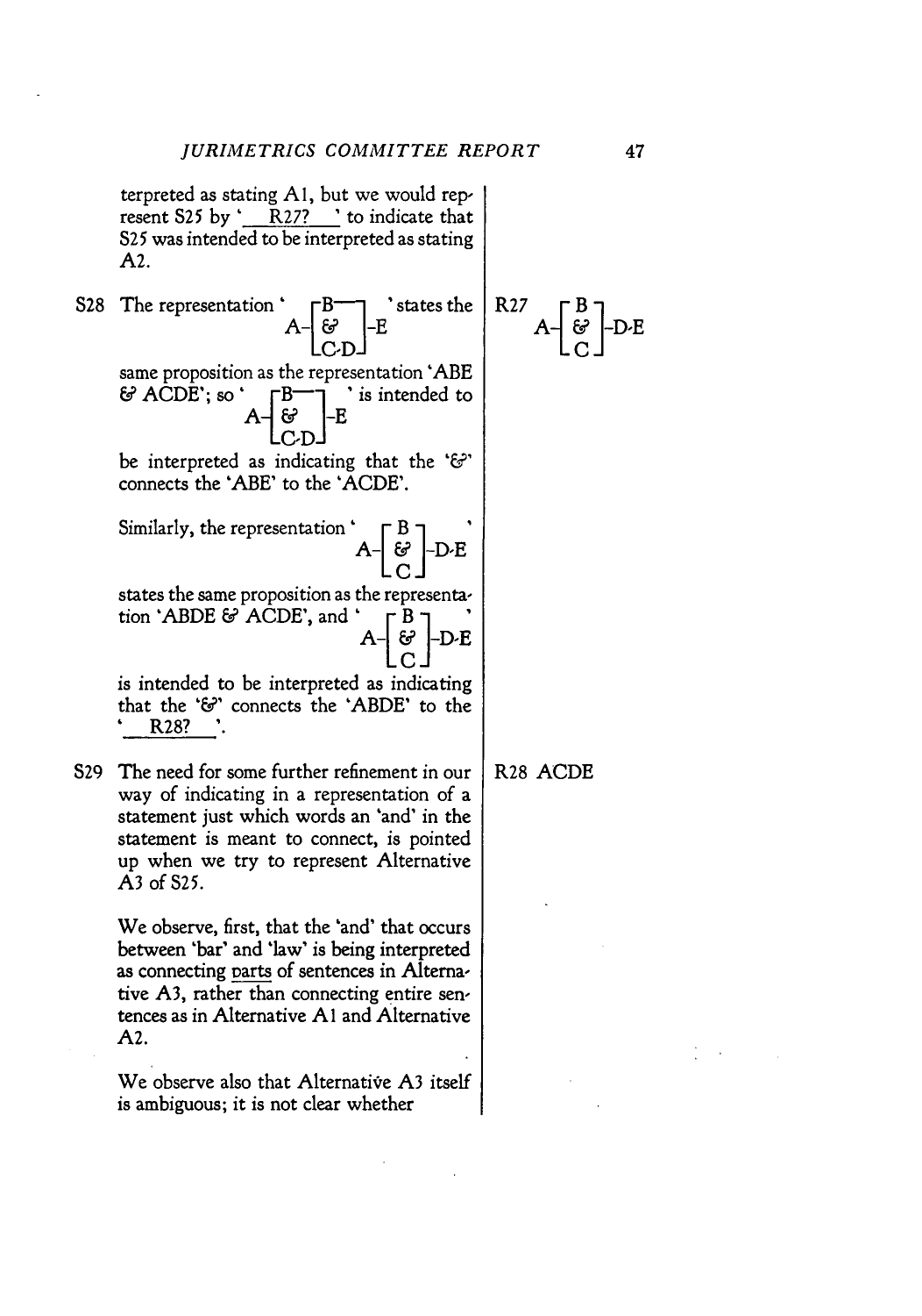terpreted as stating A1, but we would represent S25 by '\_\_R27?\_\_' to indicate that S25 was intended to be interpreted as stating A2.

S28 The representation '
```
  ┌B──┐
A-┤ &  ├-E
  └C-D┘
```
' states the same proposition as the representation 'ABE & ACDE'; so '
```
  ┌B──┐
A-┤ &  ├-E
  └C-D┘
```
' is intended to be interpreted as indicating that the '&' connects the 'ABE' to the 'ACDE'.

Similarly, the representation '
```
  ┌B┐
A-┤&├-D-E
  └C┘
```
' states the same proposition as the representation 'ABDE & ACDE', and '
```
  ┌B┐
A-┤&├-D-E
  └C┘
```
' is intended to be interpreted as indicating that the '&' connects the 'ABDE' to the '\_\_R28?\_\_'.

R27
```
  ┌B┐
A-┤&├-D-E
  └C┘
```

S29 The need for some further refinement in our way of indicating in a representation of a statement just which words an 'and' in the statement is meant to connect, is pointed up when we try to represent Alternative A3 of S25.

We observe, first, that the 'and' that occurs between 'bar' and 'law' is being interpreted as connecting parts of sentences in Alternative A3, rather than connecting entire sentences as in Alternative A1 and Alternative A2.

We observe also that Alternative A3 itself is ambiguous; it is not clear whether

R28 ACDE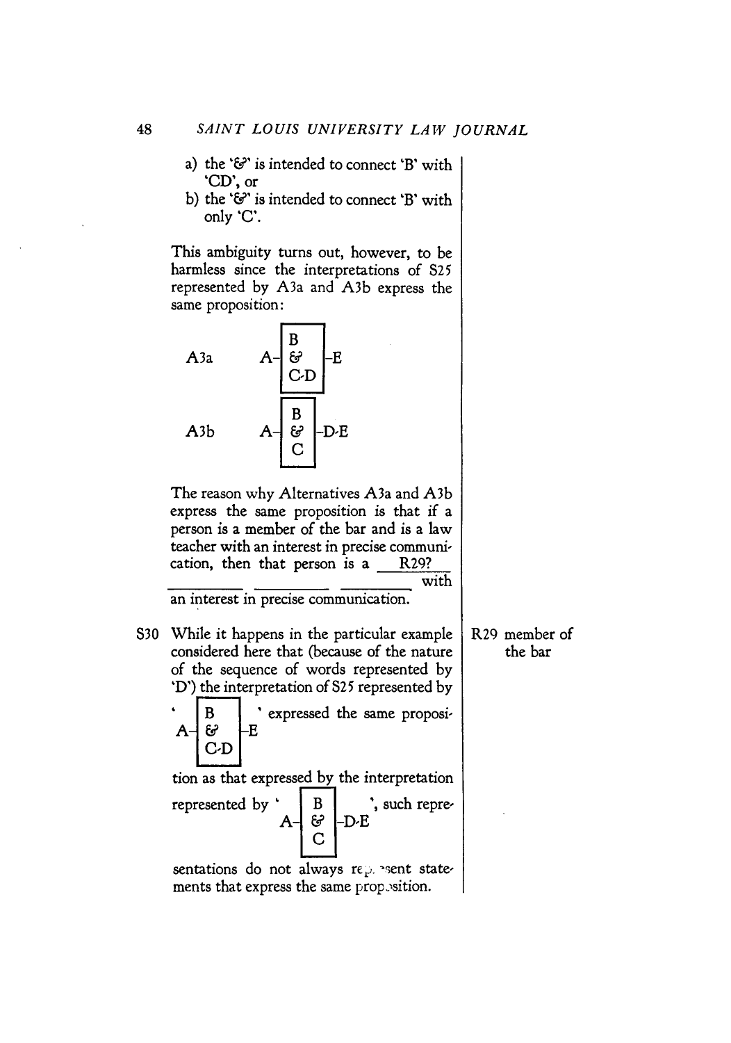a) the '&' is intended to connect 'B' with 'CD', or
b) the '&' is intended to connect 'B' with only 'C'.

This ambiguity turns out, however, to be harmless since the interpretations of S25 represented by A3a and A3b express the same proposition:

```
           ┌───┐
           │ B │
A3a     A ─┤ & ├─ E
           │C·D│
           └───┘

           ┌───┐
           │ B │
A3b     A ─┤ & ├─ D·E
           │ C │
           └───┘
```

The reason why Alternatives A3a and A3b express the same proposition is that if a person is a member of the bar and is a law teacher with an interest in precise communication, then that person is a \_\_R29?\_\_ \_\_\_\_\_\_\_\_ \_\_\_\_\_\_\_\_ \_\_\_\_\_\_\_\_ with an interest in precise communication.

S30 While it happens in the particular example considered here that (because of the nature of the sequence of words represented by 'D') the interpretation of S25 represented by

```
   ┌───┐
   │ B │
A ─┤ & ├─ E
   │C·D│
   └───┘
```

' expressed the same proposition as that expressed by the interpretation represented by '

```
   ┌───┐
   │ B │
A ─┤ & ├─ D·E
   │ C │
   └───┘
```

', such representations do not always represent statements that express the same proposition.

R29 member of the bar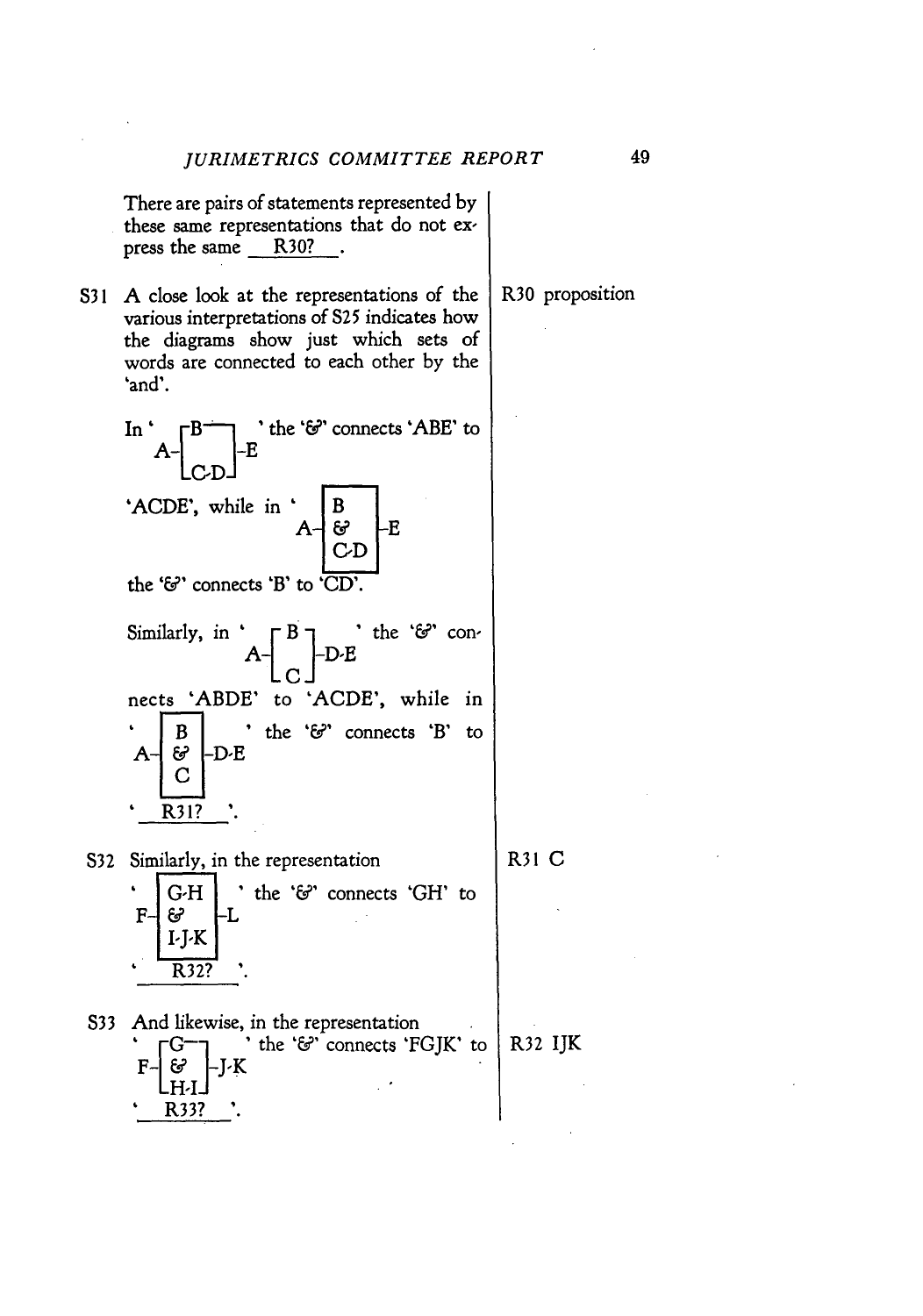There are pairs of statements represented by these same representations that do not express the same R30? .

**S31** A close look at the representations of the various interpretations of S25 indicates how the diagrams show just which sets of words are connected to each other by the 'and'.

**R30** proposition

In '
```
  ┌B──┐
A-┤   ├-E
  └C-D┘
```
' the '&' connects 'ABE' to 'ACDE', while in '
```
  ┌───┐
  │B  │
A-┤&  ├-E
  │C-D│
  └───┘
```
' the '&' connects 'B' to 'CD'.

Similarly, in '
```
  ┌B┐
A-┤ ├-D-E
  └C┘
```
' the '&' connects 'ABDE' to 'ACDE', while in '
```
  ┌─┐
  │B│
A-┤&├-D-E
  │C│
  └─┘
```
' the '&' connects 'B' to ' R31? '.

**S32** Similarly, in the representation '
```
  ┌─────┐
  │G-H  │
F-┤&    ├-L
  │I-J-K│
  └─────┘
```
' the '&' connects 'GH' to ' R32? '.

**R31** C

**S33** And likewise, in the representation '
```
  ┌G──┐
F-┤&  ├-J-K
  └H-I┘
```
' the '&' connects 'FGJK' to ' R33? '.

**R32** IJK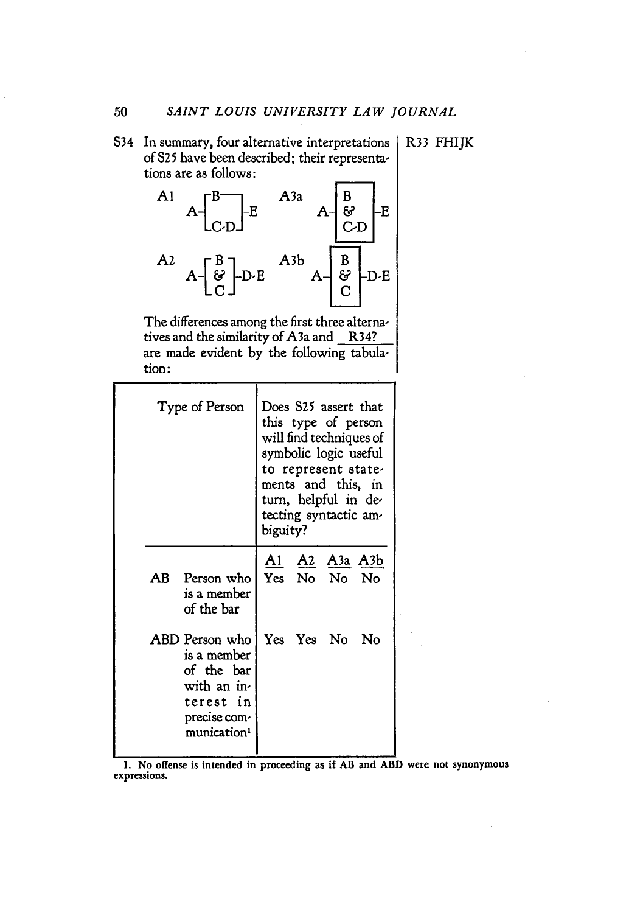S34 In summary, four alternative interpretations of S25 have been described; their representations are as follows:

```
A1      ┌B──┐          A3a     ┌───┐
      A-┤   ├-E             A-│ B │-E
        └C·D┘                 │ & │
                              │C·D│
                              └───┘

A2      ┌B┐            A3b     ┌───┐
      A-┤&├-D·E             A-│ B │-D·E
        └C┘                   │ & │
                              │ C │
                              └───┘
```

The differences among the first three alternatives and the similarity of A3a and \_\_R34?\_\_ are made evident by the following tabulation:

R33 FHIJK

| Type of Person | Does S25 assert that this type of person will find techniques of symbolic logic useful to represent statements and this, in turn, helpful in detecting syntactic ambiguity? | | | |
|---|---|---|---|---|
| | A1 | A2 | A3a | A3b |
| AB Person who is a member of the bar | Yes | No | No | No |
| ABD Person who is a member of the bar with an interest in precise communication[1] | Yes | Yes | No | No |

1. No offense is intended in proceeding as if AB and ABD were not synonymous expressions.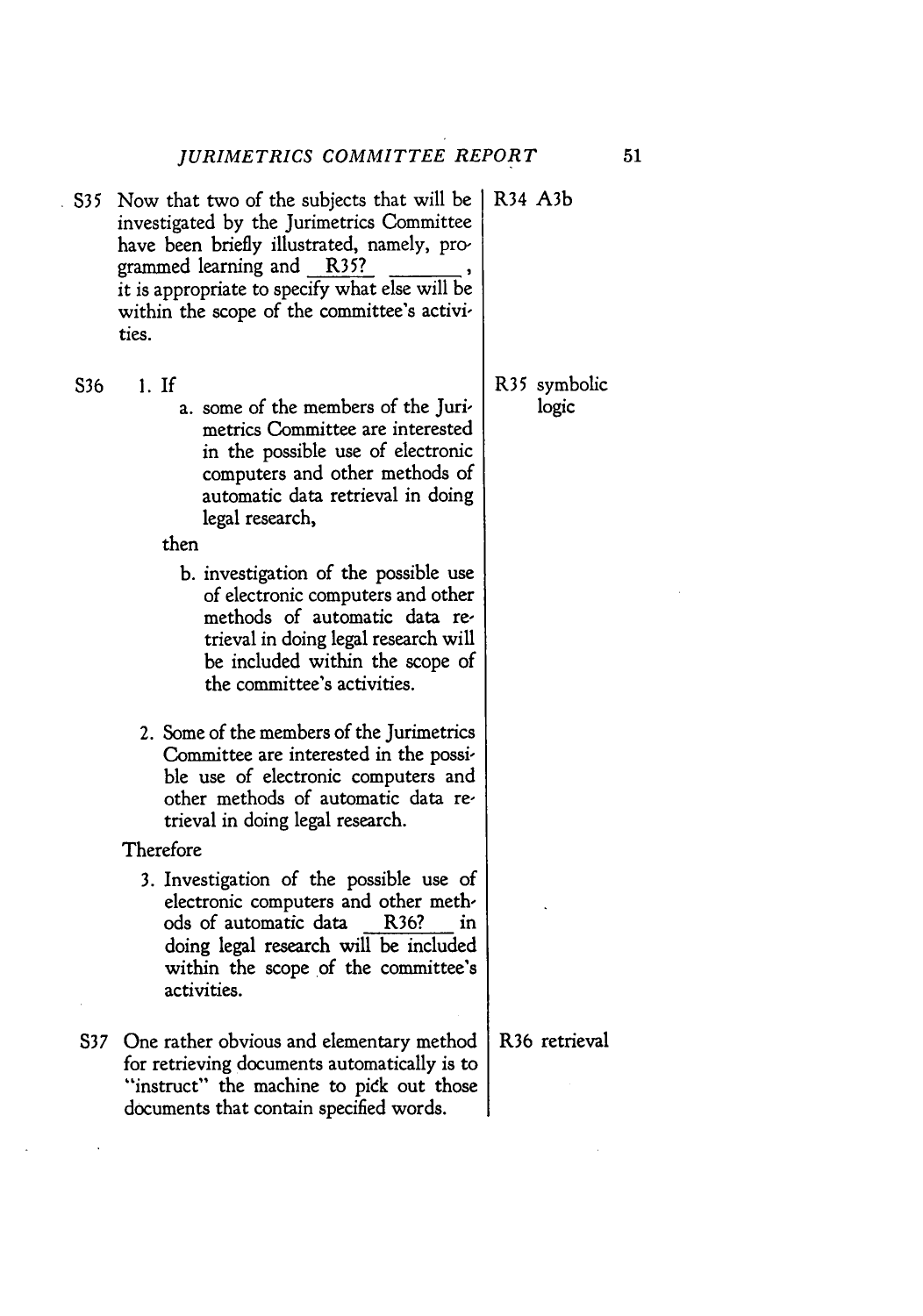| | |
|---|---|
| S35 Now that two of the subjects that will be investigated by the Jurimetrics Committee have been briefly illustrated, namely, programmed learning and R35? ________, it is appropriate to specify what else will be within the scope of the committee's activities. | R34 A3b |
| S36 1. If<br>a. some of the members of the Jurimetrics Committee are interested in the possible use of electronic computers and other methods of automatic data retrieval in doing legal research,<br>then<br>b. investigation of the possible use of electronic computers and other methods of automatic data retrieval in doing legal research will be included within the scope of the committee's activities.<br>2. Some of the members of the Jurimetrics Committee are interested in the possible use of electronic computers and other methods of automatic data retrieval in doing legal research.<br>Therefore<br>3. Investigation of the possible use of electronic computers and other methods of automatic data R36? in doing legal research will be included within the scope of the committee's activities. | R35 symbolic logic |
| S37 One rather obvious and elementary method for retrieving documents automatically is to "instruct" the machine to pick out those documents that contain specified words. | R36 retrieval |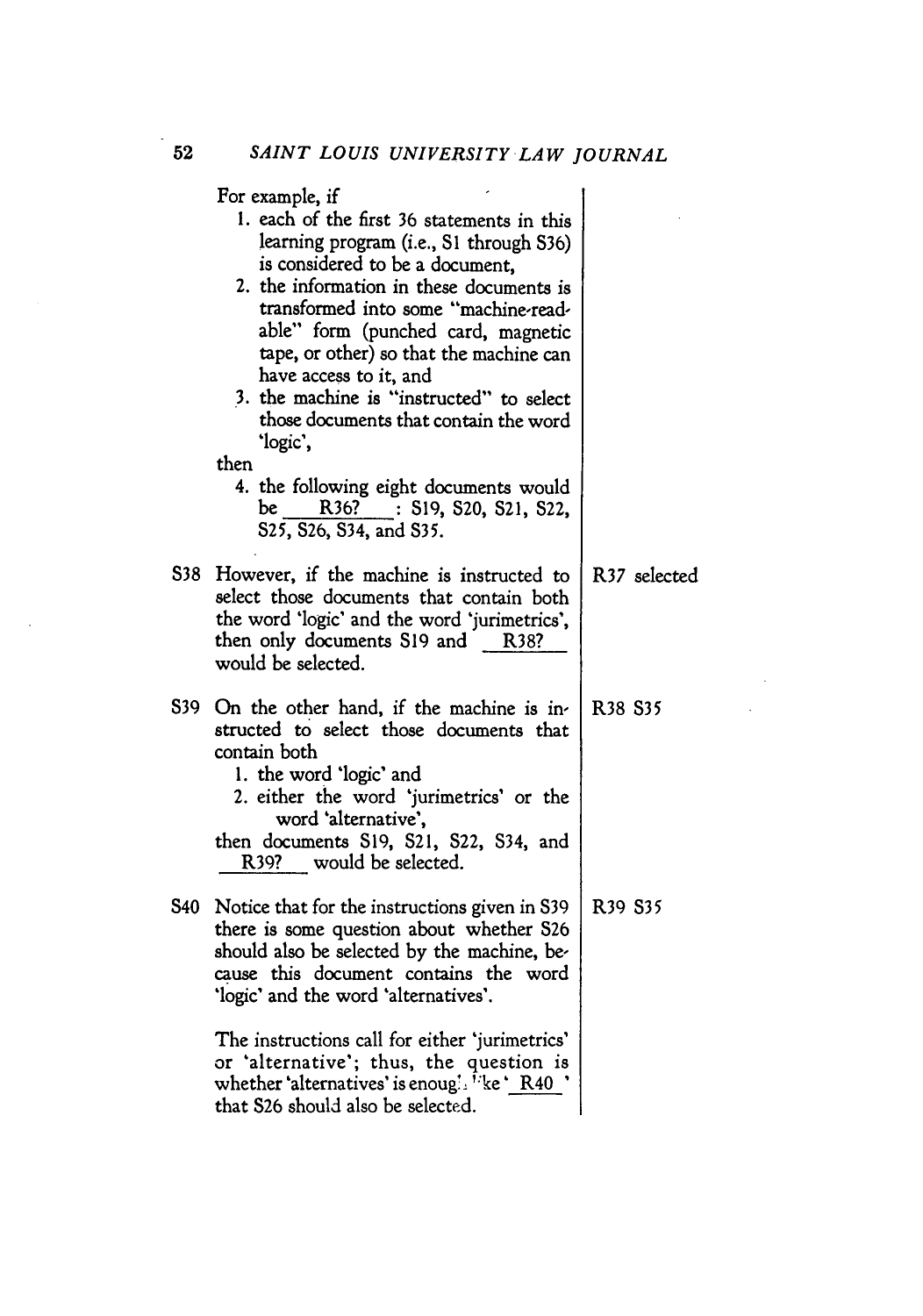For example, if

1. each of the first 36 statements in this learning program (i.e., S1 through S36) is considered to be a document,
2. the information in these documents is transformed into some "machine-readable" form (punched card, magnetic tape, or other) so that the machine can have access to it, and
3. the machine is "instructed" to select those documents that contain the word 'logic',

then

4. the following eight documents would be \_\_R36?\_\_: S19, S20, S21, S22, S25, S26, S34, and S35.

| | |
|---|---|
| S38 However, if the machine is instructed to select those documents that contain both the word 'logic' and the word 'jurimetrics', then only documents S19 and \_\_R38?\_\_ would be selected. | R37 selected |
| S39 On the other hand, if the machine is instructed to select those documents that contain both<br>1. the word 'logic' and<br>2. either the word 'jurimetrics' or the word 'alternative',<br>then documents S19, S21, S22, S34, and \_\_R39?\_\_ would be selected. | R38 S35 |
| S40 Notice that for the instructions given in S39 there is some question about whether S26 should also be selected by the machine, because this document contains the word 'logic' and the word 'alternatives'.<br><br>The instructions call for either 'jurimetrics' or 'alternative'; thus, the question is whether 'alternatives' is enough like '\_\_R40\_\_' that S26 should also be selected. | R39 S35 |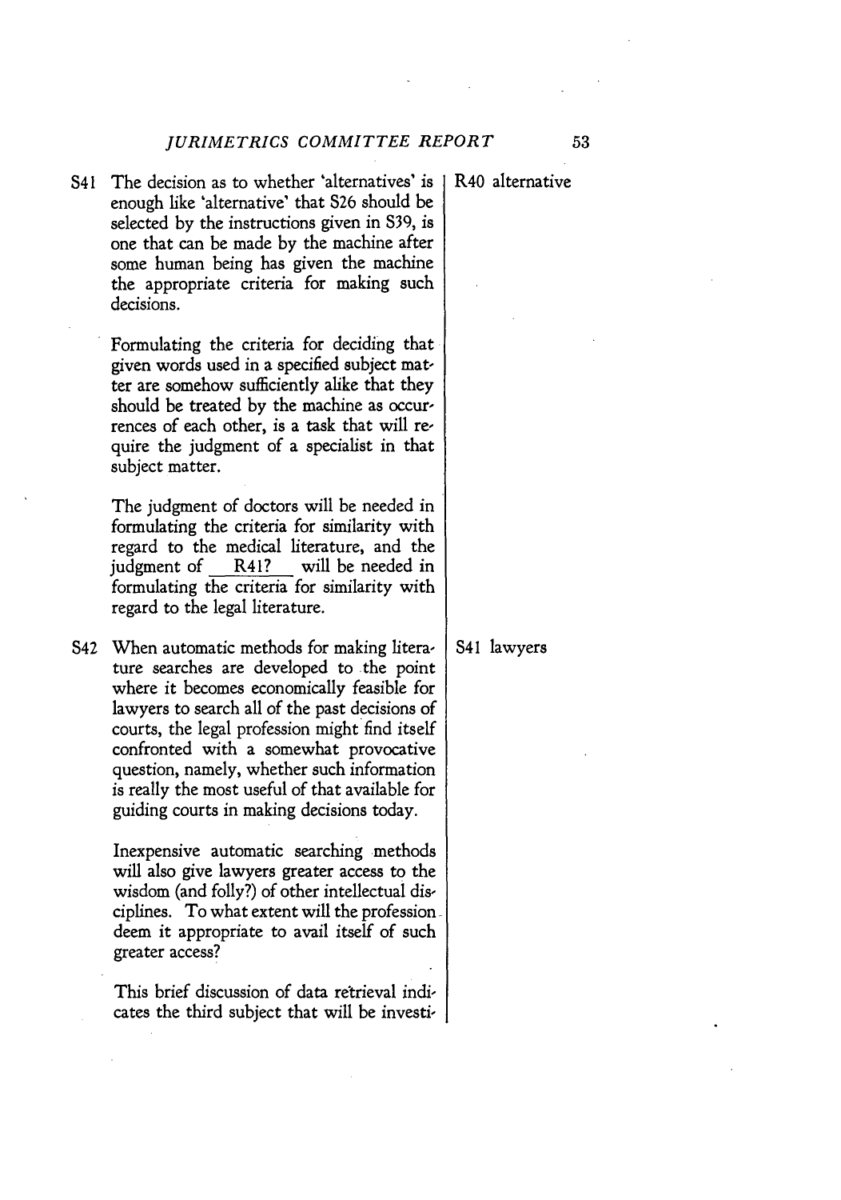S41 The decision as to whether 'alternatives' is enough like 'alternative' that S26 should be selected by the instructions given in S39, is one that can be made by the machine after some human being has given the machine the appropriate criteria for making such decisions.

R40 alternative

Formulating the criteria for deciding that given words used in a specified subject matter are somehow sufficiently alike that they should be treated by the machine as occurrences of each other, is a task that will require the judgment of a specialist in that subject matter.

The judgment of doctors will be needed in formulating the criteria for similarity with regard to the medical literature, and the judgment of ___R41?___ will be needed in formulating the criteria for similarity with regard to the legal literature.

S42 When automatic methods for making literature searches are developed to the point where it becomes economically feasible for lawyers to search all of the past decisions of courts, the legal profession might find itself confronted with a somewhat provocative question, namely, whether such information is really the most useful of that available for guiding courts in making decisions today.

S41 lawyers

Inexpensive automatic searching methods will also give lawyers greater access to the wisdom (and folly?) of other intellectual disciplines. To what extent will the profession deem it appropriate to avail itself of such greater access?

This brief discussion of data retrieval indicates the third subject that will be investi-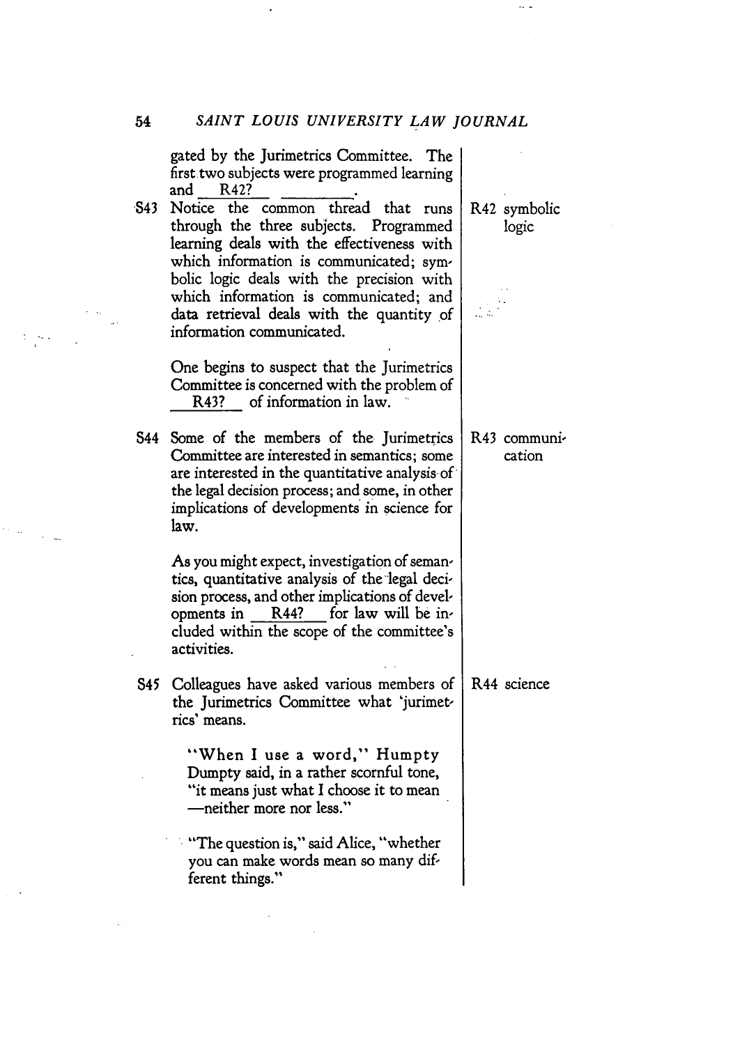gated by the Jurimetrics Committee. The first two subjects were programmed learning and \_\_R42?\_\_ \_\_\_\_\_\_\_\_.

| | |
|---|---|
| **S43** Notice the common thread that runs through the three subjects. Programmed learning deals with the effectiveness with which information is communicated; symbolic logic deals with the precision with which information is communicated; and data retrieval deals with the quantity of information communicated.<br><br>One begins to suspect that the Jurimetrics Committee is concerned with the problem of \_\_R43?\_\_ of information in law. | R42 symbolic logic |
| **S44** Some of the members of the Jurimetrics Committee are interested in semantics; some are interested in the quantitative analysis of the legal decision process; and some, in other implications of developments in science for law.<br><br>As you might expect, investigation of semantics, quantitative analysis of the legal decision process, and other implications of developments in \_\_R44?\_\_ for law will be included within the scope of the committee's activities. | R43 communication |
| **S45** Colleagues have asked various members of the Jurimetrics Committee what 'jurimetrics' means.<br><br>"When I use a word," Humpty Dumpty said, in a rather scornful tone, "it means just what I choose it to mean—neither more nor less."<br><br>"The question is," said Alice, "whether you can make words mean so many different things." | R44 science |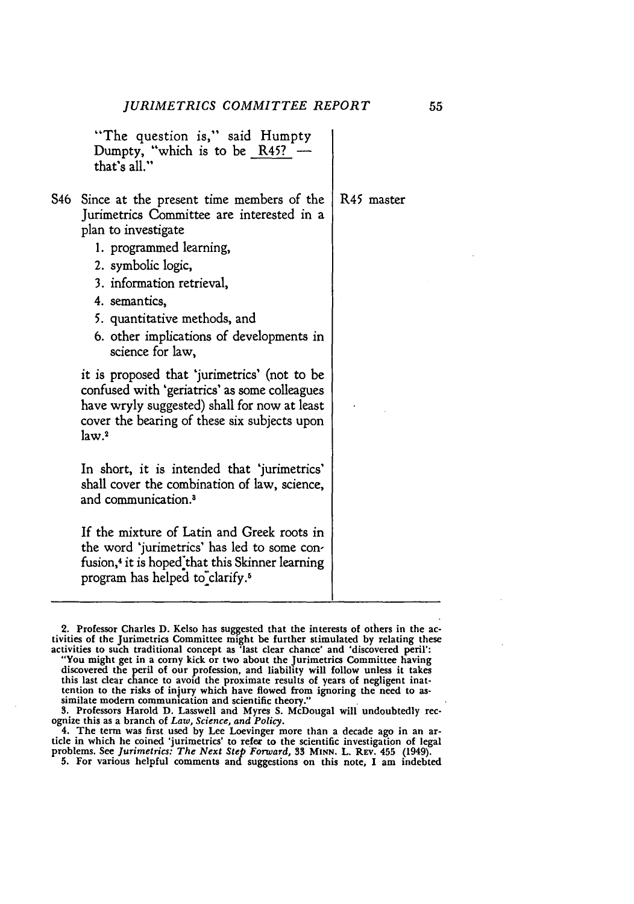"The question is," said Humpty Dumpty, "which is to be R45? — that's all."

| | | |
|---|---|---|
| S46 | Since at the present time members of the Jurimetrics Committee are interested in a plan to investigate<br>1. programmed learning,<br>2. symbolic logic,<br>3. information retrieval,<br>4. semantics,<br>5. quantitative methods, and<br>6. other implications of developments in science for law,<br><br>it is proposed that 'jurimetrics' (not to be confused with 'geriatrics' as some colleagues have wryly suggested) shall for now at least cover the bearing of these six subjects upon law.[2]<br><br>In short, it is intended that 'jurimetrics' shall cover the combination of law, science, and communication.[3]<br><br>If the mixture of Latin and Greek roots in the word 'jurimetrics' has led to some confusion,[4] it is hoped that this Skinner learning program has helped to clarify.[5] | R45 master |

2. Professor Charles D. Kelso has suggested that the interests of others in the activities of the Jurimetrics Committee might be further stimulated by relating these activities to such traditional concept as 'last clear chance' and 'discovered peril': "You might get in a corny kick or two about the Jurimetrics Committee having discovered the peril of our profession, and liability will follow unless it takes this last clear chance to avoid the proximate results of years of negligent inattention to the risks of injury which have flowed from ignoring the need to assimilate modern communication and scientific theory."

3. Professors Harold D. Lasswell and Myres S. McDougal will undoubtedly recognize this as a branch of *Law, Science, and Policy*.

4. The term was first used by Lee Loevinger more than a decade ago in an article in which he coined 'jurimetrics' to refer to the scientific investigation of legal problems. See *Jurimetrics: The Next Step Forward*, 33 MINN. L. REV. 455 (1949).

5. For various helpful comments and suggestions on this note, I am indebted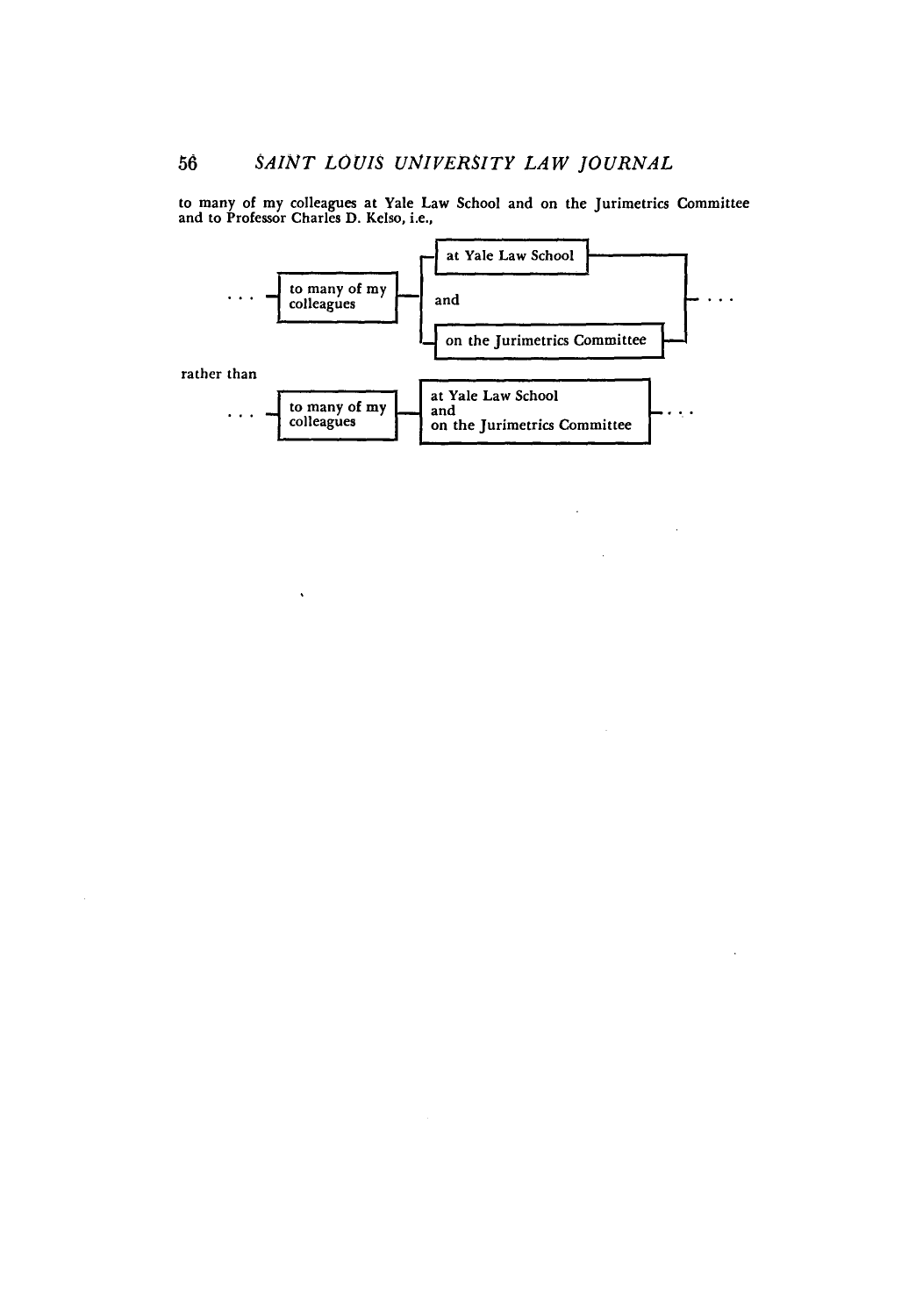to many of my colleagues at Yale Law School and on the Jurimetrics Committee and to Professor Charles D. Kelso, i.e.,

. . . to many of my colleagues — at Yale Law School / and / on the Jurimetrics Committee . . .

rather than

. . . to many of my colleagues — at Yale Law School and on the Jurimetrics Committee . . .